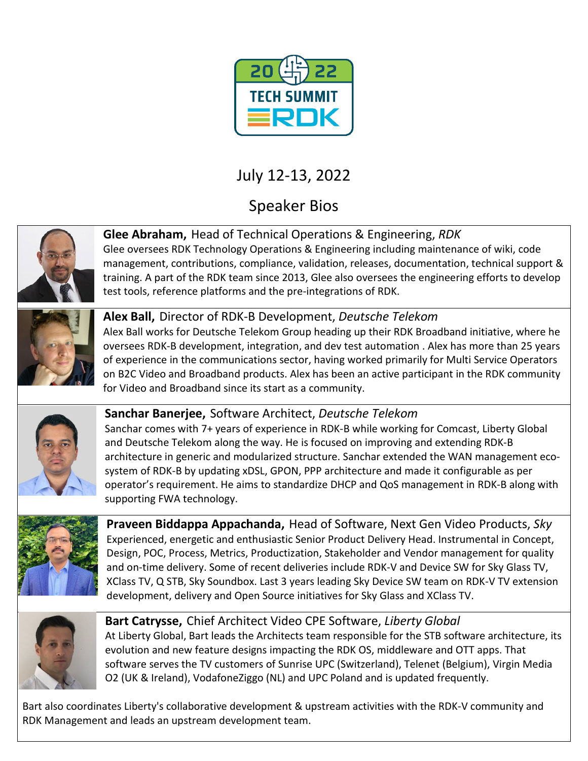# 2022 TECH SUMMIT RDK

July 12-13, 2022

## Speaker Bios

**Glee Abraham,** Head of Technical Operations & Engineering, *RDK*
Glee oversees RDK Technology Operations & Engineering including maintenance of wiki, code management, contributions, compliance, validation, releases, documentation, technical support & training. A part of the RDK team since 2013, Glee also oversees the engineering efforts to develop test tools, reference platforms and the pre-integrations of RDK.

**Alex Ball,** Director of RDK-B Development, *Deutsche Telekom*
Alex Ball works for Deutsche Telekom Group heading up their RDK Broadband initiative, where he oversees RDK-B development, integration, and dev test automation . Alex has more than 25 years of experience in the communications sector, having worked primarily for Multi Service Operators on B2C Video and Broadband products. Alex has been an active participant in the RDK community for Video and Broadband since its start as a community.

**Sanchar Banerjee,** Software Architect, *Deutsche Telekom*
Sanchar comes with 7+ years of experience in RDK-B while working for Comcast, Liberty Global and Deutsche Telekom along the way. He is focused on improving and extending RDK-B architecture in generic and modularized structure. Sanchar extended the WAN management eco-system of RDK-B by updating xDSL, GPON, PPP architecture and made it configurable as per operator's requirement. He aims to standardize DHCP and QoS management in RDK-B along with supporting FWA technology.

**Praveen Biddappa Appachanda,** Head of Software, Next Gen Video Products, *Sky*
Experienced, energetic and enthusiastic Senior Product Delivery Head. Instrumental in Concept, Design, POC, Process, Metrics, Productization, Stakeholder and Vendor management for quality and on-time delivery. Some of recent deliveries include RDK-V and Device SW for Sky Glass TV, XClass TV, Q STB, Sky Soundbox. Last 3 years leading Sky Device SW team on RDK-V TV extension development, delivery and Open Source initiatives for Sky Glass and XClass TV.

**Bart Catrysse,** Chief Architect Video CPE Software, *Liberty Global*
At Liberty Global, Bart leads the Architects team responsible for the STB software architecture, its evolution and new feature designs impacting the RDK OS, middleware and OTT apps. That software serves the TV customers of Sunrise UPC (Switzerland), Telenet (Belgium), Virgin Media O2 (UK & Ireland), VodafoneZiggo (NL) and UPC Poland and is updated frequently.

Bart also coordinates Liberty's collaborative development & upstream activities with the RDK-V community and RDK Management and leads an upstream development team.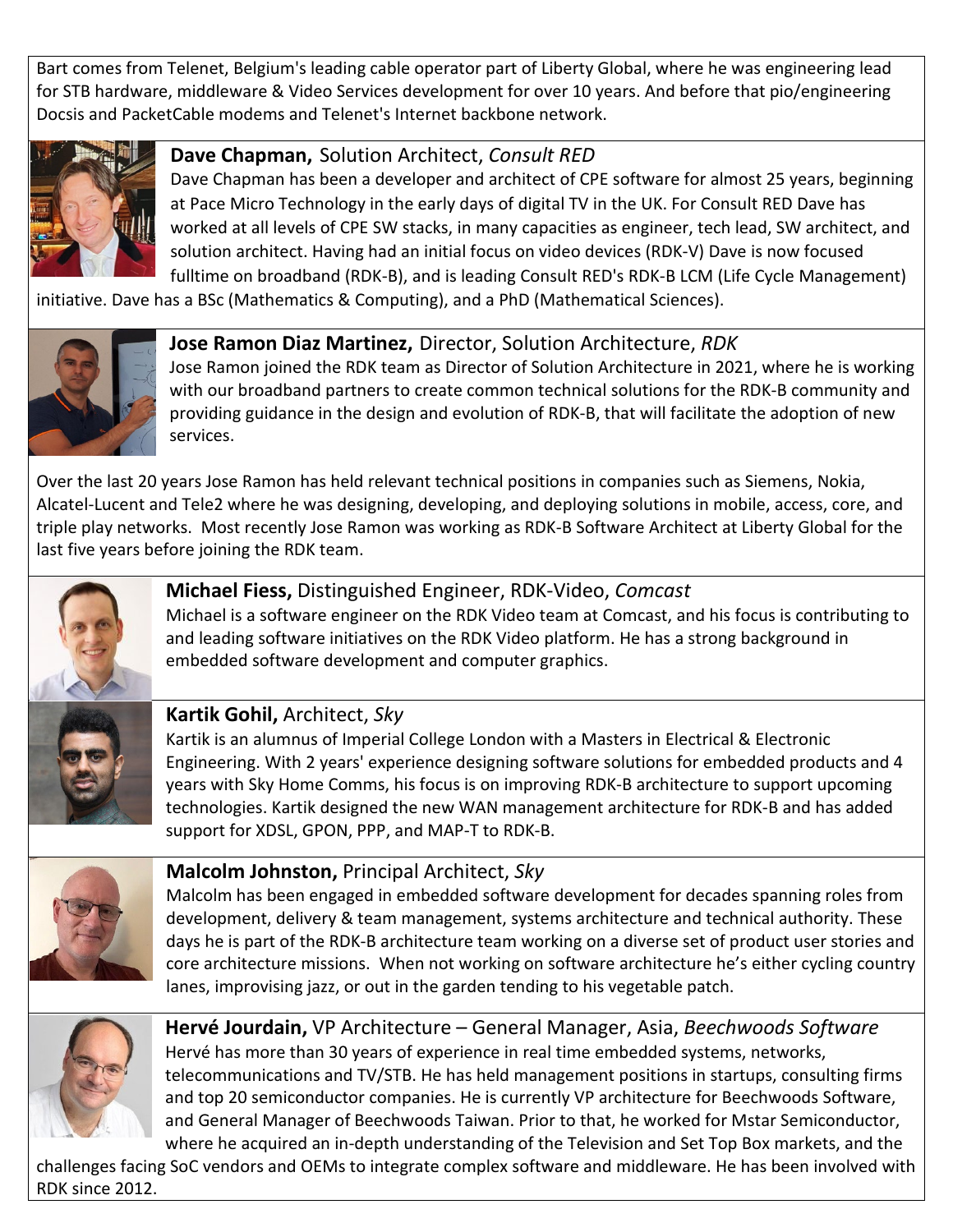Bart comes from Telenet, Belgium's leading cable operator part of Liberty Global, where he was engineering lead for STB hardware, middleware & Video Services development for over 10 years. And before that pio/engineering Docsis and PacketCable modems and Telenet's Internet backbone network.

**Dave Chapman,** Solution Architect, *Consult RED*
Dave Chapman has been a developer and architect of CPE software for almost 25 years, beginning at Pace Micro Technology in the early days of digital TV in the UK. For Consult RED Dave has worked at all levels of CPE SW stacks, in many capacities as engineer, tech lead, SW architect, and solution architect. Having had an initial focus on video devices (RDK-V) Dave is now focused fulltime on broadband (RDK-B), and is leading Consult RED's RDK-B LCM (Life Cycle Management) initiative. Dave has a BSc (Mathematics & Computing), and a PhD (Mathematical Sciences).

**Jose Ramon Diaz Martinez,** Director, Solution Architecture, *RDK*
Jose Ramon joined the RDK team as Director of Solution Architecture in 2021, where he is working with our broadband partners to create common technical solutions for the RDK-B community and providing guidance in the design and evolution of RDK-B, that will facilitate the adoption of new services.

Over the last 20 years Jose Ramon has held relevant technical positions in companies such as Siemens, Nokia, Alcatel-Lucent and Tele2 where he was designing, developing, and deploying solutions in mobile, access, core, and triple play networks. Most recently Jose Ramon was working as RDK-B Software Architect at Liberty Global for the last five years before joining the RDK team.

**Michael Fiess,** Distinguished Engineer, RDK-Video, *Comcast*
Michael is a software engineer on the RDK Video team at Comcast, and his focus is contributing to and leading software initiatives on the RDK Video platform. He has a strong background in embedded software development and computer graphics.

**Kartik Gohil,** Architect, *Sky*
Kartik is an alumnus of Imperial College London with a Masters in Electrical & Electronic Engineering. With 2 years' experience designing software solutions for embedded products and 4 years with Sky Home Comms, his focus is on improving RDK-B architecture to support upcoming technologies. Kartik designed the new WAN management architecture for RDK-B and has added support for XDSL, GPON, PPP, and MAP-T to RDK-B.

**Malcolm Johnston,** Principal Architect, *Sky*
Malcolm has been engaged in embedded software development for decades spanning roles from development, delivery & team management, systems architecture and technical authority. These days he is part of the RDK-B architecture team working on a diverse set of product user stories and core architecture missions. When not working on software architecture he's either cycling country lanes, improvising jazz, or out in the garden tending to his vegetable patch.

**Hervé Jourdain,** VP Architecture – General Manager, Asia, *Beechwoods Software*
Hervé has more than 30 years of experience in real time embedded systems, networks, telecommunications and TV/STB. He has held management positions in startups, consulting firms and top 20 semiconductor companies. He is currently VP architecture for Beechwoods Software, and General Manager of Beechwoods Taiwan. Prior to that, he worked for Mstar Semiconductor, where he acquired an in-depth understanding of the Television and Set Top Box markets, and the challenges facing SoC vendors and OEMs to integrate complex software and middleware. He has been involved with RDK since 2012.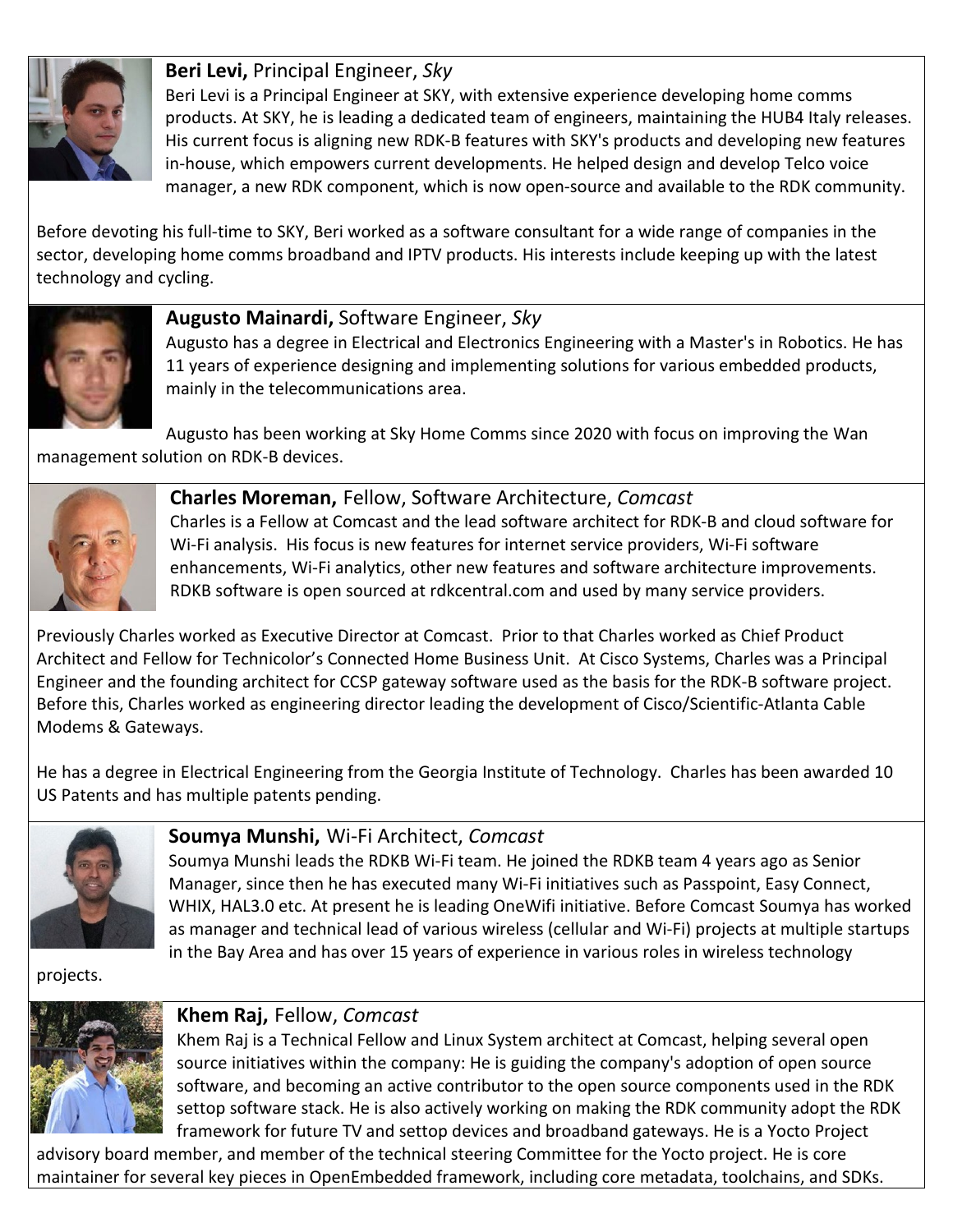**Beri Levi,** Principal Engineer, *Sky*

Beri Levi is a Principal Engineer at SKY, with extensive experience developing home comms products. At SKY, he is leading a dedicated team of engineers, maintaining the HUB4 Italy releases. His current focus is aligning new RDK-B features with SKY's products and developing new features in-house, which empowers current developments. He helped design and develop Telco voice manager, a new RDK component, which is now open-source and available to the RDK community.

Before devoting his full-time to SKY, Beri worked as a software consultant for a wide range of companies in the sector, developing home comms broadband and IPTV products. His interests include keeping up with the latest technology and cycling.

**Augusto Mainardi,** Software Engineer, *Sky*

Augusto has a degree in Electrical and Electronics Engineering with a Master's in Robotics. He has 11 years of experience designing and implementing solutions for various embedded products, mainly in the telecommunications area.

Augusto has been working at Sky Home Comms since 2020 with focus on improving the Wan management solution on RDK-B devices.

**Charles Moreman,** Fellow, Software Architecture, *Comcast*

Charles is a Fellow at Comcast and the lead software architect for RDK-B and cloud software for Wi-Fi analysis. His focus is new features for internet service providers, Wi-Fi software enhancements, Wi-Fi analytics, other new features and software architecture improvements. RDKB software is open sourced at rdkcentral.com and used by many service providers.

Previously Charles worked as Executive Director at Comcast. Prior to that Charles worked as Chief Product Architect and Fellow for Technicolor's Connected Home Business Unit. At Cisco Systems, Charles was a Principal Engineer and the founding architect for CCSP gateway software used as the basis for the RDK-B software project. Before this, Charles worked as engineering director leading the development of Cisco/Scientific-Atlanta Cable Modems & Gateways.

He has a degree in Electrical Engineering from the Georgia Institute of Technology. Charles has been awarded 10 US Patents and has multiple patents pending.

**Soumya Munshi,** Wi-Fi Architect, *Comcast*

Soumya Munshi leads the RDKB Wi-Fi team. He joined the RDKB team 4 years ago as Senior Manager, since then he has executed many Wi-Fi initiatives such as Passpoint, Easy Connect, WHIX, HAL3.0 etc. At present he is leading OneWifi initiative. Before Comcast Soumya has worked as manager and technical lead of various wireless (cellular and Wi-Fi) projects at multiple startups in the Bay Area and has over 15 years of experience in various roles in wireless technology projects.

**Khem Raj,** Fellow, *Comcast*

Khem Raj is a Technical Fellow and Linux System architect at Comcast, helping several open source initiatives within the company: He is guiding the company's adoption of open source software, and becoming an active contributor to the open source components used in the RDK settop software stack. He is also actively working on making the RDK community adopt the RDK framework for future TV and settop devices and broadband gateways. He is a Yocto Project advisory board member, and member of the technical steering Committee for the Yocto project. He is core maintainer for several key pieces in OpenEmbedded framework, including core metadata, toolchains, and SDKs.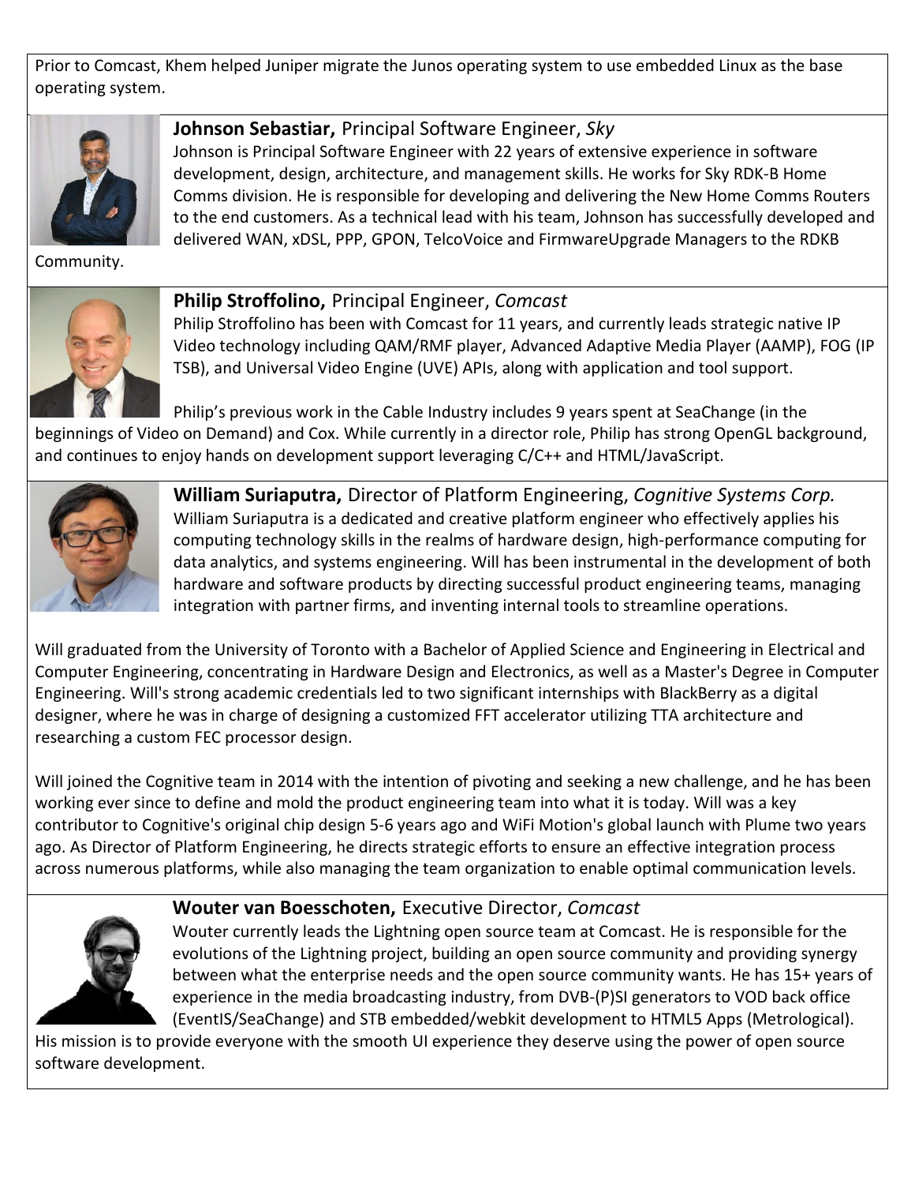Prior to Comcast, Khem helped Juniper migrate the Junos operating system to use embedded Linux as the base operating system.

**Johnson Sebastiar,** Principal Software Engineer, *Sky*
Johnson is Principal Software Engineer with 22 years of extensive experience in software development, design, architecture, and management skills. He works for Sky RDK-B Home Comms division. He is responsible for developing and delivering the New Home Comms Routers to the end customers. As a technical lead with his team, Johnson has successfully developed and delivered WAN, xDSL, PPP, GPON, TelcoVoice and FirmwareUpgrade Managers to the RDKB Community.

**Philip Stroffolino,** Principal Engineer, *Comcast*
Philip Stroffolino has been with Comcast for 11 years, and currently leads strategic native IP Video technology including QAM/RMF player, Advanced Adaptive Media Player (AAMP), FOG (IP TSB), and Universal Video Engine (UVE) APIs, along with application and tool support.

Philip's previous work in the Cable Industry includes 9 years spent at SeaChange (in the beginnings of Video on Demand) and Cox. While currently in a director role, Philip has strong OpenGL background, and continues to enjoy hands on development support leveraging C/C++ and HTML/JavaScript.

**William Suriaputra,** Director of Platform Engineering, *Cognitive Systems Corp.*
William Suriaputra is a dedicated and creative platform engineer who effectively applies his computing technology skills in the realms of hardware design, high-performance computing for data analytics, and systems engineering. Will has been instrumental in the development of both hardware and software products by directing successful product engineering teams, managing integration with partner firms, and inventing internal tools to streamline operations.

Will graduated from the University of Toronto with a Bachelor of Applied Science and Engineering in Electrical and Computer Engineering, concentrating in Hardware Design and Electronics, as well as a Master's Degree in Computer Engineering. Will's strong academic credentials led to two significant internships with BlackBerry as a digital designer, where he was in charge of designing a customized FFT accelerator utilizing TTA architecture and researching a custom FEC processor design.

Will joined the Cognitive team in 2014 with the intention of pivoting and seeking a new challenge, and he has been working ever since to define and mold the product engineering team into what it is today. Will was a key contributor to Cognitive's original chip design 5-6 years ago and WiFi Motion's global launch with Plume two years ago. As Director of Platform Engineering, he directs strategic efforts to ensure an effective integration process across numerous platforms, while also managing the team organization to enable optimal communication levels.

**Wouter van Boesschoten,** Executive Director, *Comcast*
Wouter currently leads the Lightning open source team at Comcast. He is responsible for the evolutions of the Lightning project, building an open source community and providing synergy between what the enterprise needs and the open source community wants. He has 15+ years of experience in the media broadcasting industry, from DVB-(P)SI generators to VOD back office (EventIS/SeaChange) and STB embedded/webkit development to HTML5 Apps (Metrological). His mission is to provide everyone with the smooth UI experience they deserve using the power of open source software development.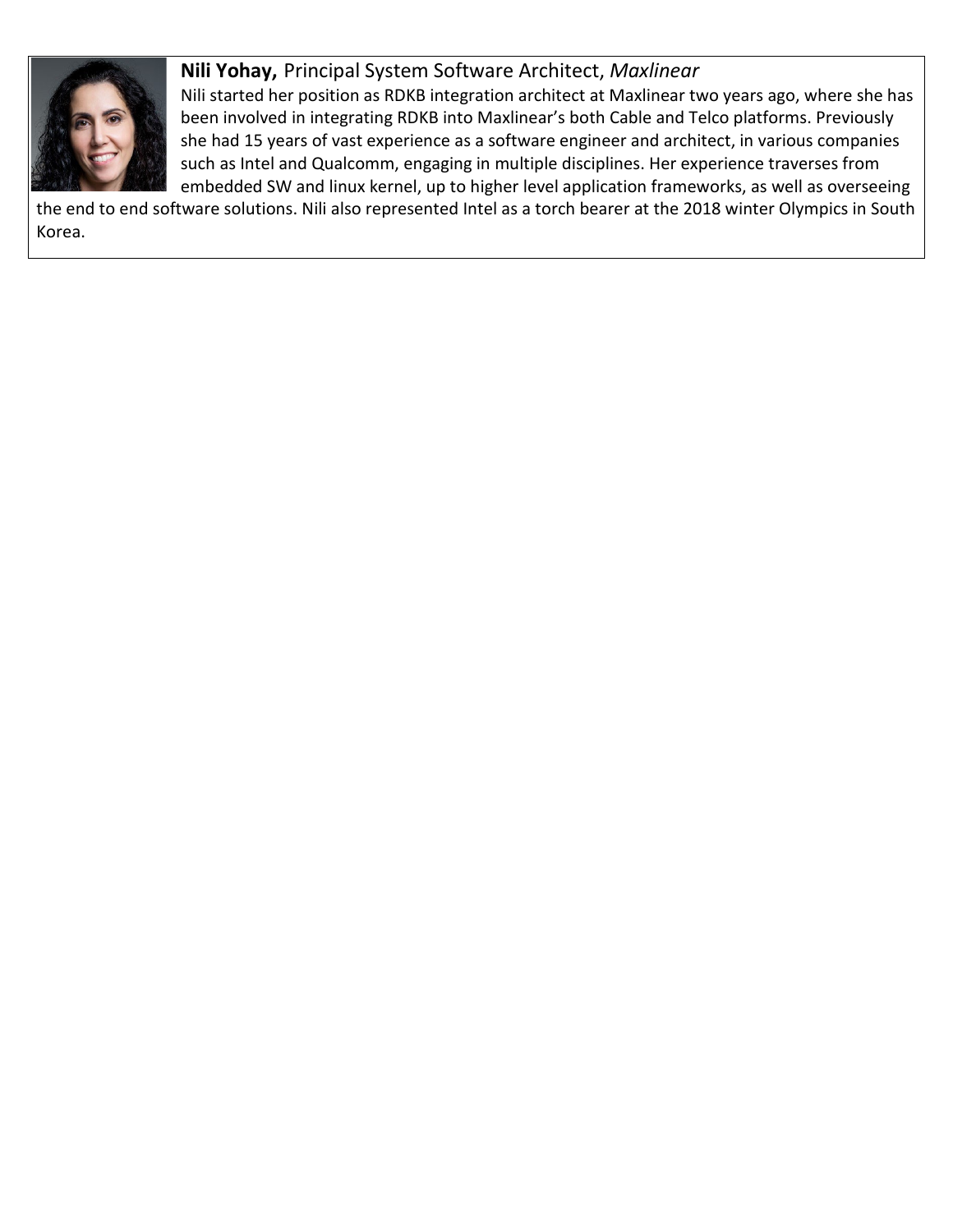**Nili Yohay,** Principal System Software Architect, *Maxlinear*

Nili started her position as RDKB integration architect at Maxlinear two years ago, where she has been involved in integrating RDKB into Maxlinear's both Cable and Telco platforms. Previously she had 15 years of vast experience as a software engineer and architect, in various companies such as Intel and Qualcomm, engaging in multiple disciplines. Her experience traverses from embedded SW and linux kernel, up to higher level application frameworks, as well as overseeing the end to end software solutions. Nili also represented Intel as a torch bearer at the 2018 winter Olympics in South Korea.